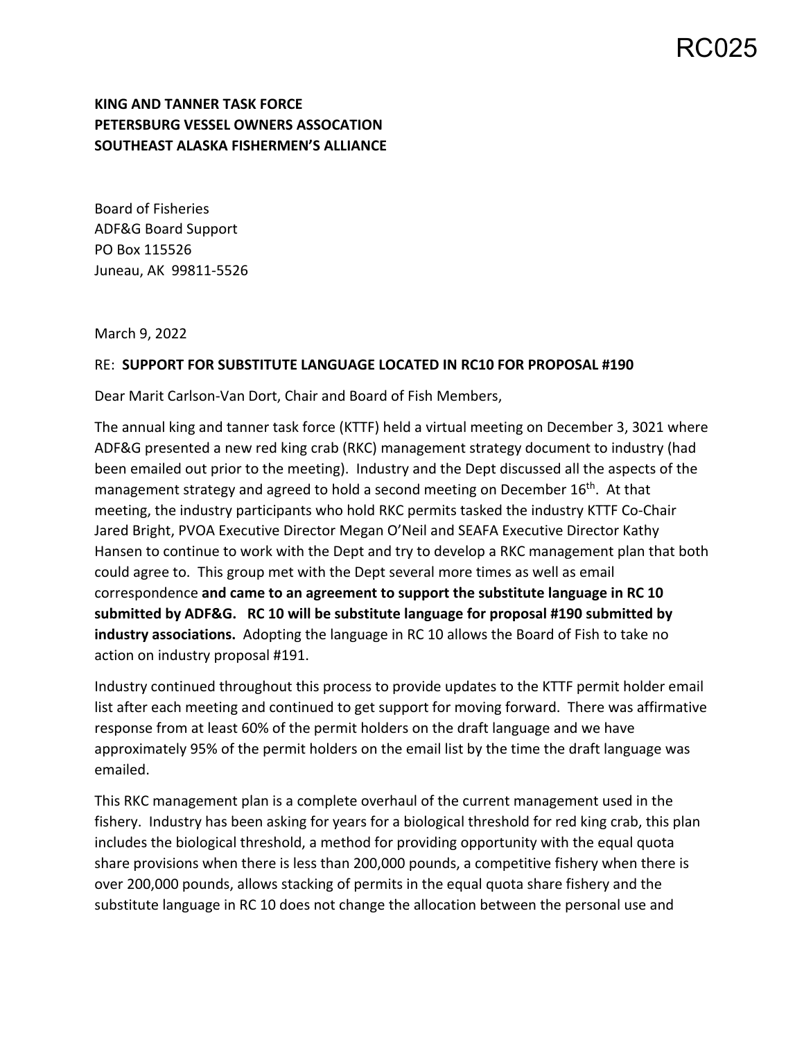RC025

**KING AND TANNER TASK FORCE**
**PETERSBURG VESSEL OWNERS ASSOCATION**
**SOUTHEAST ALASKA FISHERMEN'S ALLIANCE**

Board of Fisheries
ADF&G Board Support
PO Box 115526
Juneau, AK 99811-5526

March 9, 2022

RE: **SUPPORT FOR SUBSTITUTE LANGUAGE LOCATED IN RC10 FOR PROPOSAL #190**

Dear Marit Carlson-Van Dort, Chair and Board of Fish Members,

The annual king and tanner task force (KTTF) held a virtual meeting on December 3, 3021 where ADF&G presented a new red king crab (RKC) management strategy document to industry (had been emailed out prior to the meeting). Industry and the Dept discussed all the aspects of the management strategy and agreed to hold a second meeting on December 16th. At that meeting, the industry participants who hold RKC permits tasked the industry KTTF Co-Chair Jared Bright, PVOA Executive Director Megan O'Neil and SEAFA Executive Director Kathy Hansen to continue to work with the Dept and try to develop a RKC management plan that both could agree to. This group met with the Dept several more times as well as email correspondence **and came to an agreement to support the substitute language in RC 10 submitted by ADF&G. RC 10 will be substitute language for proposal #190 submitted by industry associations.** Adopting the language in RC 10 allows the Board of Fish to take no action on industry proposal #191.

Industry continued throughout this process to provide updates to the KTTF permit holder email list after each meeting and continued to get support for moving forward. There was affirmative response from at least 60% of the permit holders on the draft language and we have approximately 95% of the permit holders on the email list by the time the draft language was emailed.

This RKC management plan is a complete overhaul of the current management used in the fishery. Industry has been asking for years for a biological threshold for red king crab, this plan includes the biological threshold, a method for providing opportunity with the equal quota share provisions when there is less than 200,000 pounds, a competitive fishery when there is over 200,000 pounds, allows stacking of permits in the equal quota share fishery and the substitute language in RC 10 does not change the allocation between the personal use and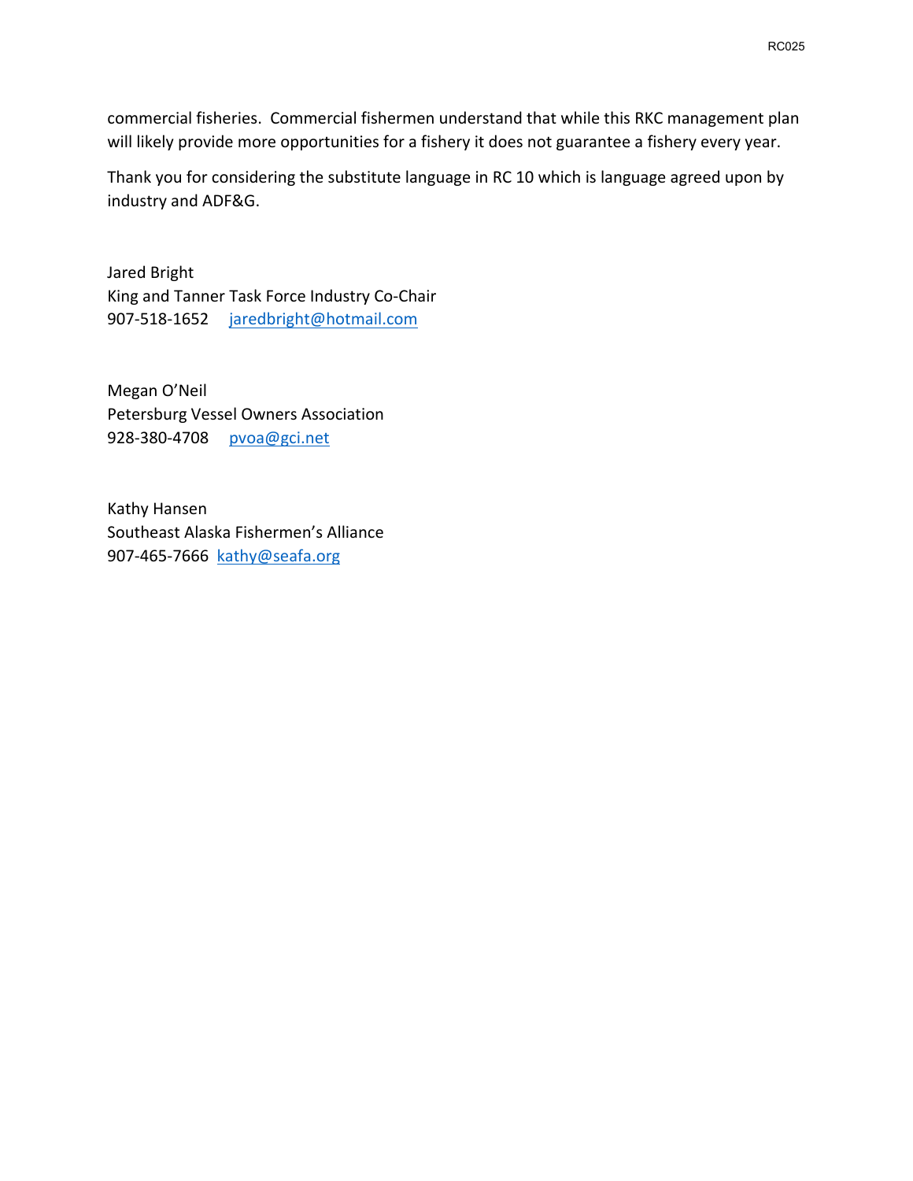commercial fisheries. Commercial fishermen understand that while this RKC management plan will likely provide more opportunities for a fishery it does not guarantee a fishery every year.

Thank you for considering the substitute language in RC 10 which is language agreed upon by industry and ADF&G.

Jared Bright
King and Tanner Task Force Industry Co-Chair
907-518-1652 jaredbright@hotmail.com

Megan O'Neil
Petersburg Vessel Owners Association
928-380-4708 pvoa@gci.net

Kathy Hansen
Southeast Alaska Fishermen's Alliance
907-465-7666 kathy@seafa.org